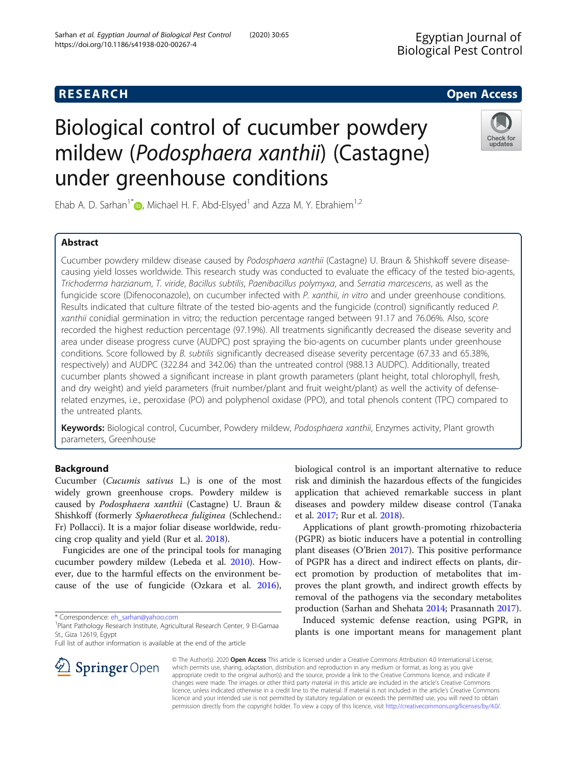RESEARCH Open Access

# Biological control of cucumber powdery mildew (*Podosphaera xanthii*) (Castagne) under greenhouse conditions

Ehab A. D. Sarhan[1*], Michael H. F. Abd-Elsyed[1] and Azza M. Y. Ebrahiem[1,2]

## Abstract

Cucumber powdery mildew disease caused by *Podosphaera xanthii* (Castagne) U. Braun & Shishkoff severe disease-causing yield losses worldwide. This research study was conducted to evaluate the efficacy of the tested bio-agents, *Trichoderma harzianum*, *T. viride*, *Bacillus subtilis*, *Paenibacillus polymyxa*, and *Serratia marcescens*, as well as the fungicide score (Difenoconazole), on cucumber infected with *P. xanthii*, *in vitro* and under greenhouse conditions. Results indicated that culture filtrate of the tested bio-agents and the fungicide (control) significantly reduced *P. xanthii* conidial germination in vitro; the reduction percentage ranged between 91.17 and 76.06%. Also, score recorded the highest reduction percentage (97.19%). All treatments significantly decreased the disease severity and area under disease progress curve (AUDPC) post spraying the bio-agents on cucumber plants under greenhouse conditions. Score followed by *B. subtilis* significantly decreased disease severity percentage (67.33 and 65.38%, respectively) and AUDPC (322.84 and 342.06) than the untreated control (988.13 AUDPC). Additionally, treated cucumber plants showed a significant increase in plant growth parameters (plant height, total chlorophyll, fresh, and dry weight) and yield parameters (fruit number/plant and fruit weight/plant) as well the activity of defense-related enzymes, i.e., peroxidase (PO) and polyphenol oxidase (PPO), and total phenols content (TPC) compared to the untreated plants.

**Keywords:** Biological control, Cucumber, Powdery mildew, *Podosphaera xanthii*, Enzymes activity, Plant growth parameters, Greenhouse

## Background

Cucumber (*Cucumis sativus* L.) is one of the most widely grown greenhouse crops. Powdery mildew is caused by *Podosphaera xanthii* (Castagne) U. Braun & Shishkoff (formerly *Sphaerotheca fuliginea* (Schlechend.: Fr) Pollacci). It is a major foliar disease worldwide, reducing crop quality and yield (Rur et al. 2018).

Fungicides are one of the principal tools for managing cucumber powdery mildew (Lebeda et al. 2010). However, due to the harmful effects on the environment because of the use of fungicide (Ozkara et al. 2016), biological control is an important alternative to reduce risk and diminish the hazardous effects of the fungicides application that achieved remarkable success in plant diseases and powdery mildew disease control (Tanaka et al. 2017; Rur et al. 2018).

Applications of plant growth-promoting rhizobacteria (PGPR) as biotic inducers have a potential in controlling plant diseases (O'Brien 2017). This positive performance of PGPR has a direct and indirect effects on plants, direct promotion by production of metabolites that improves the plant growth, and indirect growth effects by removal of the pathogens via the secondary metabolites production (Sarhan and Shehata 2014; Prasannath 2017).

Induced systemic defense reaction, using PGPR, in plants is one important means for management plant

\* Correspondence: eh_sarhan@yahoo.com
[1]Plant Pathology Research Institute, Agricultural Research Center, 9 El-Gamaa St., Giza 12619, Egypt
Full list of author information is available at the end of the article

© The Author(s). 2020 **Open Access** This article is licensed under a Creative Commons Attribution 4.0 International License, which permits use, sharing, adaptation, distribution and reproduction in any medium or format, as long as you give appropriate credit to the original author(s) and the source, provide a link to the Creative Commons licence, and indicate if changes were made. The images or other third party material in this article are included in the article's Creative Commons licence, unless indicated otherwise in a credit line to the material. If material is not included in the article's Creative Commons licence and your intended use is not permitted by statutory regulation or exceeds the permitted use, you will need to obtain permission directly from the copyright holder. To view a copy of this licence, visit http://creativecommons.org/licenses/by/4.0/.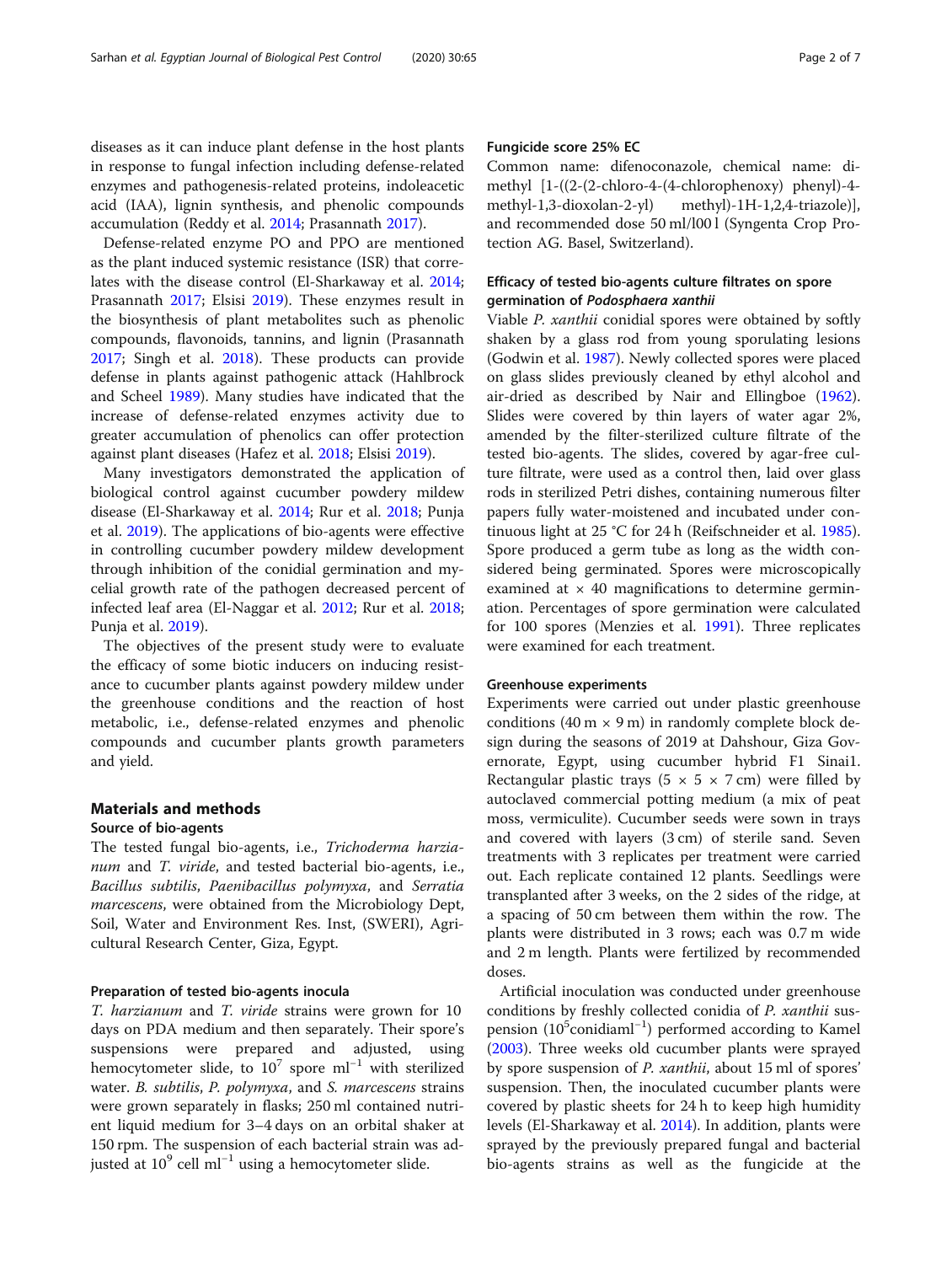diseases as it can induce plant defense in the host plants in response to fungal infection including defense-related enzymes and pathogenesis-related proteins, indoleacetic acid (IAA), lignin synthesis, and phenolic compounds accumulation (Reddy et al. 2014; Prasannath 2017).

Defense-related enzyme PO and PPO are mentioned as the plant induced systemic resistance (ISR) that correlates with the disease control (El-Sharkaway et al. 2014; Prasannath 2017; Elsisi 2019). These enzymes result in the biosynthesis of plant metabolites such as phenolic compounds, flavonoids, tannins, and lignin (Prasannath 2017; Singh et al. 2018). These products can provide defense in plants against pathogenic attack (Hahlbrock and Scheel 1989). Many studies have indicated that the increase of defense-related enzymes activity due to greater accumulation of phenolics can offer protection against plant diseases (Hafez et al. 2018; Elsisi 2019).

Many investigators demonstrated the application of biological control against cucumber powdery mildew disease (El-Sharkaway et al. 2014; Rur et al. 2018; Punja et al. 2019). The applications of bio-agents were effective in controlling cucumber powdery mildew development through inhibition of the conidial germination and mycelial growth rate of the pathogen decreased percent of infected leaf area (El-Naggar et al. 2012; Rur et al. 2018; Punja et al. 2019).

The objectives of the present study were to evaluate the efficacy of some biotic inducers on inducing resistance to cucumber plants against powdery mildew under the greenhouse conditions and the reaction of host metabolic, i.e., defense-related enzymes and phenolic compounds and cucumber plants growth parameters and yield.

## Materials and methods

### Source of bio-agents

The tested fungal bio-agents, i.e., *Trichoderma harzianum* and *T. viride*, and tested bacterial bio-agents, i.e., *Bacillus subtilis*, *Paenibacillus polymyxa*, and *Serratia marcescens*, were obtained from the Microbiology Dept, Soil, Water and Environment Res. Inst, (SWERI), Agricultural Research Center, Giza, Egypt.

### Preparation of tested bio-agents inocula

*T. harzianum* and *T. viride* strains were grown for 10 days on PDA medium and then separately. Their spore's suspensions were prepared and adjusted, using hemocytometer slide, to $10^7$ spore ml$^{-1}$ with sterilized water. *B. subtilis*, *P. polymyxa*, and *S. marcescens* strains were grown separately in flasks; 250 ml contained nutrient liquid medium for 3–4 days on an orbital shaker at 150 rpm. The suspension of each bacterial strain was adjusted at $10^9$ cell ml$^{-1}$ using a hemocytometer slide.

### Fungicide score 25% EC

Common name: difenoconazole, chemical name: dimethyl [1-((2-(2-chloro-4-(4-chlorophenoxy) phenyl)-4-methyl-1,3-dioxolan-2-yl) methyl)-1H-1,2,4-triazole)], and recommended dose 50 ml/l00 l (Syngenta Crop Protection AG. Basel, Switzerland).

### Efficacy of tested bio-agents culture filtrates on spore germination of *Podosphaera xanthii*

Viable *P. xanthii* conidial spores were obtained by softly shaken by a glass rod from young sporulating lesions (Godwin et al. 1987). Newly collected spores were placed on glass slides previously cleaned by ethyl alcohol and air-dried as described by Nair and Ellingboe (1962). Slides were covered by thin layers of water agar 2%, amended by the filter-sterilized culture filtrate of the tested bio-agents. The slides, covered by agar-free culture filtrate, were used as a control then, laid over glass rods in sterilized Petri dishes, containing numerous filter papers fully water-moistened and incubated under continuous light at 25 °C for 24 h (Reifschneider et al. 1985). Spore produced a germ tube as long as the width considered being germinated. Spores were microscopically examined at × 40 magnifications to determine germination. Percentages of spore germination were calculated for 100 spores (Menzies et al. 1991). Three replicates were examined for each treatment.

### Greenhouse experiments

Experiments were carried out under plastic greenhouse conditions (40 m × 9 m) in randomly complete block design during the seasons of 2019 at Dahshour, Giza Governorate, Egypt, using cucumber hybrid F1 Sinai1. Rectangular plastic trays (5 × 5 × 7 cm) were filled by autoclaved commercial potting medium (a mix of peat moss, vermiculite). Cucumber seeds were sown in trays and covered with layers (3 cm) of sterile sand. Seven treatments with 3 replicates per treatment were carried out. Each replicate contained 12 plants. Seedlings were transplanted after 3 weeks, on the 2 sides of the ridge, at a spacing of 50 cm between them within the row. The plants were distributed in 3 rows; each was 0.7 m wide and 2 m length. Plants were fertilized by recommended doses.

Artificial inoculation was conducted under greenhouse conditions by freshly collected conidia of *P. xanthii* suspension ($10^5$conidiaml$^{-1}$) performed according to Kamel (2003). Three weeks old cucumber plants were sprayed by spore suspension of *P. xanthii*, about 15 ml of spores' suspension. Then, the inoculated cucumber plants were covered by plastic sheets for 24 h to keep high humidity levels (El-Sharkaway et al. 2014). In addition, plants were sprayed by the previously prepared fungal and bacterial bio-agents strains as well as the fungicide at the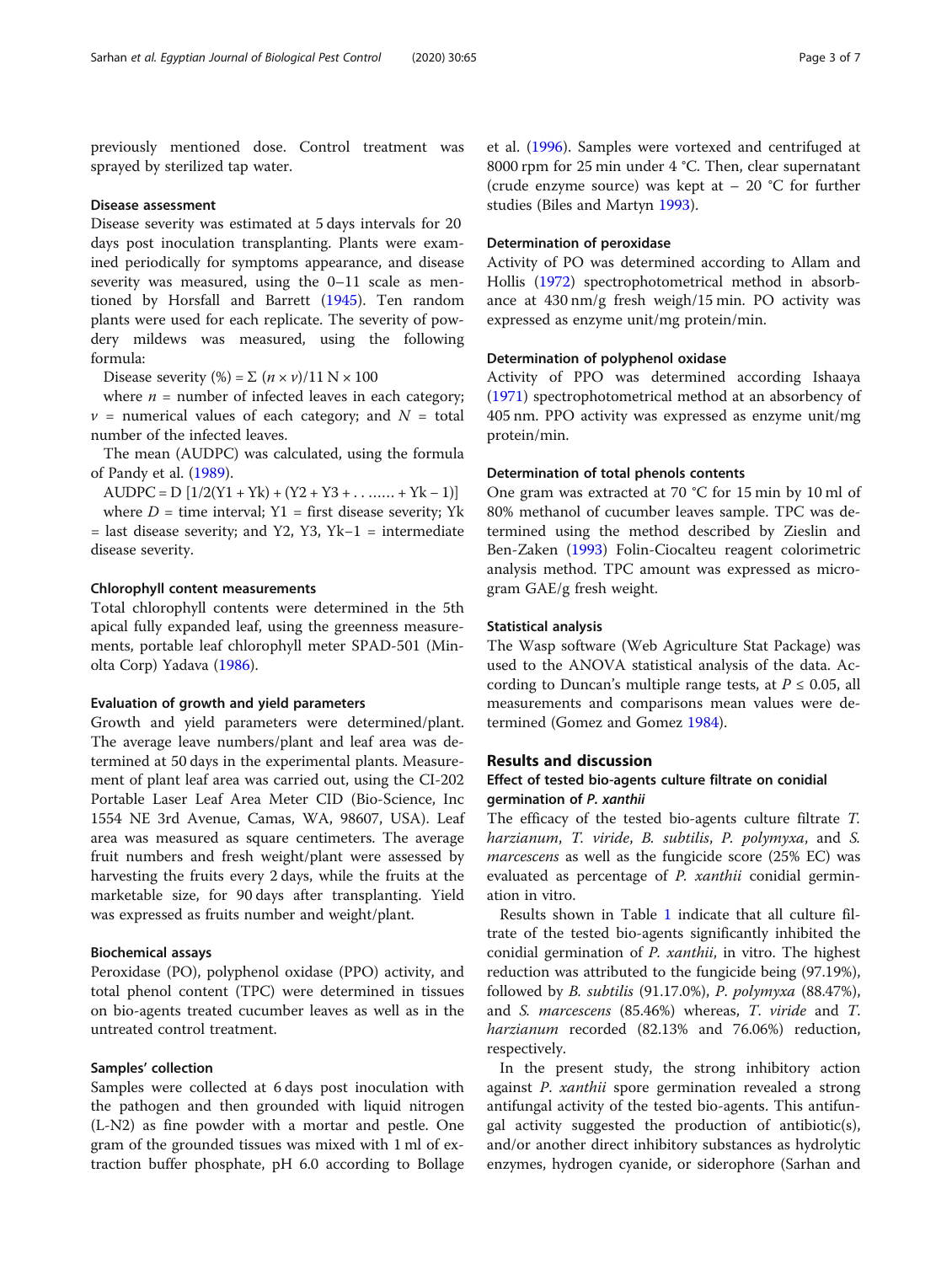previously mentioned dose. Control treatment was sprayed by sterilized tap water.

### Disease assessment

Disease severity was estimated at 5 days intervals for 20 days post inoculation transplanting. Plants were examined periodically for symptoms appearance, and disease severity was measured, using the 0–11 scale as mentioned by Horsfall and Barrett (1945). Ten random plants were used for each replicate. The severity of powdery mildews was measured, using the following formula:

$$\text{Disease severity (\%)} = \Sigma\ (n \times v)/11\ N \times 100$$

where $n$ = number of infected leaves in each category; $v$ = numerical values of each category; and $N$ = total number of the infected leaves.

The mean (AUDPC) was calculated, using the formula of Pandy et al. (1989).

$$\text{AUDPC} = D\ [1/2(Y1 + Yk) + (Y2 + Y3 + \ldots\ldots + Yk - 1)]$$

where $D$ = time interval; Y1 = first disease severity; Yk = last disease severity; and Y2, Y3, Yk−1 = intermediate disease severity.

### Chlorophyll content measurements

Total chlorophyll contents were determined in the 5th apical fully expanded leaf, using the greenness measurements, portable leaf chlorophyll meter SPAD-501 (Minolta Corp) Yadava (1986).

### Evaluation of growth and yield parameters

Growth and yield parameters were determined/plant. The average leave numbers/plant and leaf area was determined at 50 days in the experimental plants. Measurement of plant leaf area was carried out, using the CI-202 Portable Laser Leaf Area Meter CID (Bio-Science, Inc 1554 NE 3rd Avenue, Camas, WA, 98607, USA). Leaf area was measured as square centimeters. The average fruit numbers and fresh weight/plant were assessed by harvesting the fruits every 2 days, while the fruits at the marketable size, for 90 days after transplanting. Yield was expressed as fruits number and weight/plant.

### Biochemical assays

Peroxidase (PO), polyphenol oxidase (PPO) activity, and total phenol content (TPC) were determined in tissues on bio-agents treated cucumber leaves as well as in the untreated control treatment.

### Samples' collection

Samples were collected at 6 days post inoculation with the pathogen and then grounded with liquid nitrogen (L-N2) as fine powder with a mortar and pestle. One gram of the grounded tissues was mixed with 1 ml of extraction buffer phosphate, pH 6.0 according to Bollage et al. (1996). Samples were vortexed and centrifuged at 8000 rpm for 25 min under 4 °C. Then, clear supernatant (crude enzyme source) was kept at − 20 °C for further studies (Biles and Martyn 1993).

### Determination of peroxidase

Activity of PO was determined according to Allam and Hollis (1972) spectrophotometrical method in absorbance at 430 nm/g fresh weigh/15 min. PO activity was expressed as enzyme unit/mg protein/min.

### Determination of polyphenol oxidase

Activity of PPO was determined according Ishaaya (1971) spectrophotometrical method at an absorbency of 405 nm. PPO activity was expressed as enzyme unit/mg protein/min.

### Determination of total phenols contents

One gram was extracted at 70 °C for 15 min by 10 ml of 80% methanol of cucumber leaves sample. TPC was determined using the method described by Zieslin and Ben-Zaken (1993) Folin-Ciocalteu reagent colorimetric analysis method. TPC amount was expressed as microgram GAE/g fresh weight.

### Statistical analysis

The Wasp software (Web Agriculture Stat Package) was used to the ANOVA statistical analysis of the data. According to Duncan's multiple range tests, at $P \leq 0.05$, all measurements and comparisons mean values were determined (Gomez and Gomez 1984).

## Results and discussion

### Effect of tested bio-agents culture filtrate on conidial germination of *P. xanthii*

The efficacy of the tested bio-agents culture filtrate *T. harzianum*, *T. viride*, *B. subtilis*, *P. polymyxa*, and *S. marcescens* as well as the fungicide score (25% EC) was evaluated as percentage of *P. xanthii* conidial germination in vitro.

Results shown in Table 1 indicate that all culture filtrate of the tested bio-agents significantly inhibited the conidial germination of *P. xanthii*, in vitro. The highest reduction was attributed to the fungicide being (97.19%), followed by *B. subtilis* (91.17.0%), *P. polymyxa* (88.47%), and *S. marcescens* (85.46%) whereas, *T. viride* and *T. harzianum* recorded (82.13% and 76.06%) reduction, respectively.

In the present study, the strong inhibitory action against *P. xanthii* spore germination revealed a strong antifungal activity of the tested bio-agents. This antifungal activity suggested the production of antibiotic(s), and/or another direct inhibitory substances as hydrolytic enzymes, hydrogen cyanide, or siderophore (Sarhan and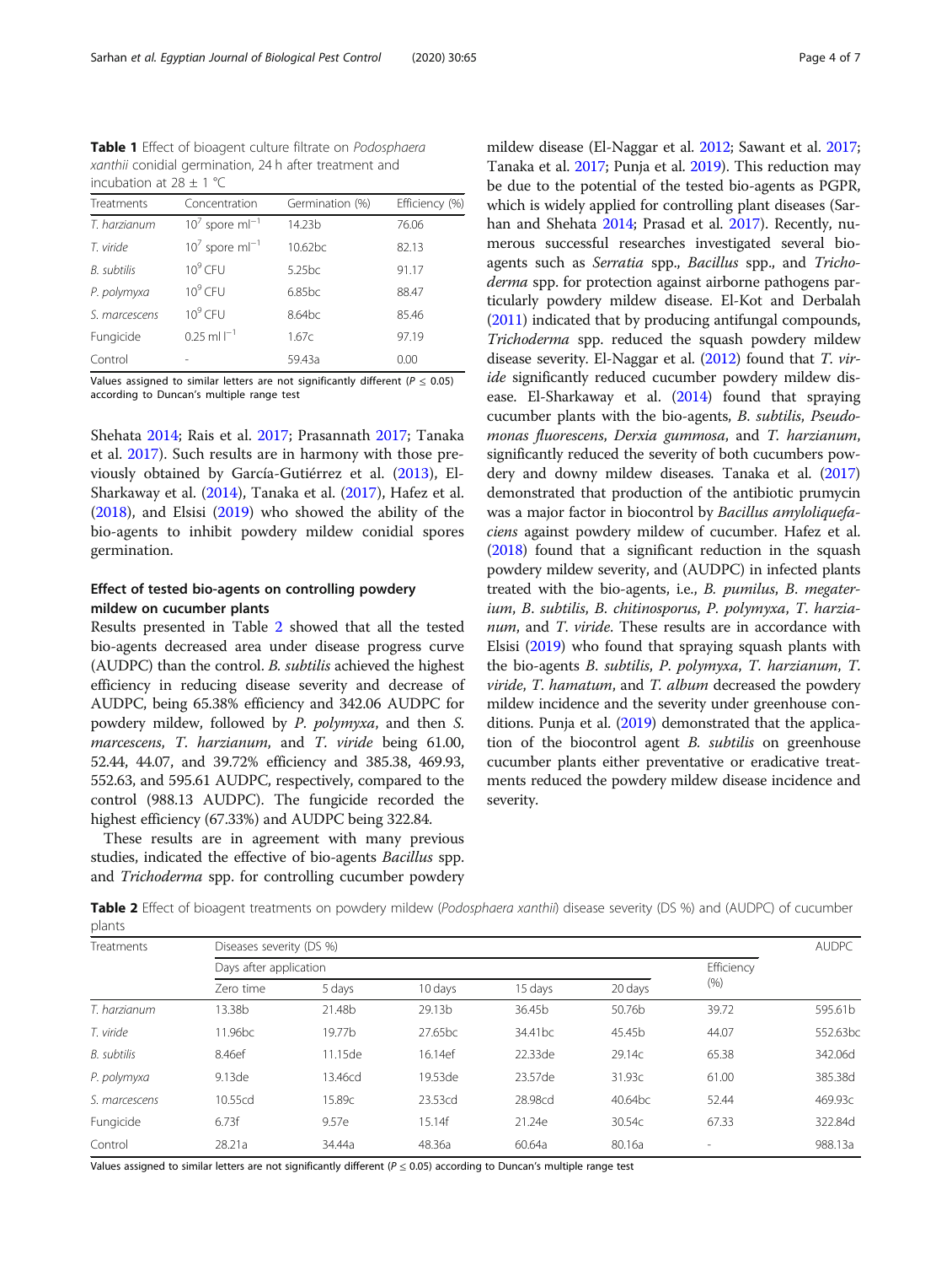**Table 1** Effect of bioagent culture filtrate on *Podosphaera xanthii* conidial germination, 24 h after treatment and incubation at 28 ± 1 °C

| Treatments | Concentration | Germination (%) | Efficiency (%) |
|---|---|---|---|
| *T. harzianum* | $10^7$ spore ml$^{-1}$ | 14.23b | 76.06 |
| *T. viride* | $10^7$ spore ml$^{-1}$ | 10.62bc | 82.13 |
| *B. subtilis* | $10^9$ CFU | 5.25bc | 91.17 |
| *P. polymyxa* | $10^9$ CFU | 6.85bc | 88.47 |
| *S. marcescens* | $10^9$ CFU | 8.64bc | 85.46 |
| Fungicide | 0.25 ml l$^{-1}$ | 1.67c | 97.19 |
| Control | - | 59.43a | 0.00 |

Values assigned to similar letters are not significantly different ($P \leq 0.05$) according to Duncan's multiple range test

Shehata 2014; Rais et al. 2017; Prasannath 2017; Tanaka et al. 2017). Such results are in harmony with those previously obtained by García-Gutiérrez et al. (2013), El-Sharkaway et al. (2014), Tanaka et al. (2017), Hafez et al. (2018), and Elsisi (2019) who showed the ability of the bio-agents to inhibit powdery mildew conidial spores germination.

### Effect of tested bio-agents on controlling powdery mildew on cucumber plants

Results presented in Table 2 showed that all the tested bio-agents decreased area under disease progress curve (AUDPC) than the control. *B. subtilis* achieved the highest efficiency in reducing disease severity and decrease of AUDPC, being 65.38% efficiency and 342.06 AUDPC for powdery mildew, followed by *P. polymyxa*, and then *S. marcescens*, *T. harzianum*, and *T. viride* being 61.00, 52.44, 44.07, and 39.72% efficiency and 385.38, 469.93, 552.63, and 595.61 AUDPC, respectively, compared to the control (988.13 AUDPC). The fungicide recorded the highest efficiency (67.33%) and AUDPC being 322.84.

These results are in agreement with many previous studies, indicated the effective of bio-agents *Bacillus* spp. and *Trichoderma* spp. for controlling cucumber powdery mildew disease (El-Naggar et al. 2012; Sawant et al. 2017; Tanaka et al. 2017; Punja et al. 2019). This reduction may be due to the potential of the tested bio-agents as PGPR, which is widely applied for controlling plant diseases (Sarhan and Shehata 2014; Prasad et al. 2017). Recently, numerous successful researches investigated several bio-agents such as *Serratia* spp., *Bacillus* spp., and *Trichoderma* spp. for protection against airborne pathogens particularly powdery mildew disease. El-Kot and Derbalah (2011) indicated that by producing antifungal compounds, *Trichoderma* spp. reduced the squash powdery mildew disease severity. El-Naggar et al. (2012) found that *T. viride* significantly reduced cucumber powdery mildew disease. El-Sharkaway et al. (2014) found that spraying cucumber plants with the bio-agents, *B. subtilis*, *Pseudomonas fluorescens*, *Derxia gummosa*, and *T. harzianum*, significantly reduced the severity of both cucumbers powdery and downy mildew diseases. Tanaka et al. (2017) demonstrated that production of the antibiotic prumycin was a major factor in biocontrol by *Bacillus amyloliquefaciens* against powdery mildew of cucumber. Hafez et al. (2018) found that a significant reduction in the squash powdery mildew severity, and (AUDPC) in infected plants treated with the bio-agents, i.e., *B. pumilus*, *B. megaterium*, *B. subtilis*, *B. chitinosporus*, *P. polymyxa*, *T. harzianum*, and *T. viride*. These results are in accordance with Elsisi (2019) who found that spraying squash plants with the bio-agents *B. subtilis*, *P. polymyxa*, *T. harzianum*, *T. viride*, *T. hamatum*, and *T. album* decreased the powdery mildew incidence and the severity under greenhouse conditions. Punja et al. (2019) demonstrated that the application of the biocontrol agent *B. subtilis* on greenhouse cucumber plants either preventative or eradicative treatments reduced the powdery mildew disease incidence and severity.

**Table 2** Effect of bioagent treatments on powdery mildew (*Podosphaera xanthii*) disease severity (DS %) and (AUDPC) of cucumber plants

| Treatments | Diseases severity (DS %) | | | | | | AUDPC |
|---|---|---|---|---|---|---|---|
| | Days after application | | | | | Efficiency (%) | |
| | Zero time | 5 days | 10 days | 15 days | 20 days | | |
| *T. harzianum* | 13.38b | 21.48b | 29.13b | 36.45b | 50.76b | 39.72 | 595.61b |
| *T. viride* | 11.96bc | 19.77b | 27.65bc | 34.41bc | 45.45b | 44.07 | 552.63bc |
| *B. subtilis* | 8.46ef | 11.15de | 16.14ef | 22.33de | 29.14c | 65.38 | 342.06d |
| *P. polymyxa* | 9.13de | 13.46cd | 19.53de | 23.57de | 31.93c | 61.00 | 385.38d |
| *S. marcescens* | 10.55cd | 15.89c | 23.53cd | 28.98cd | 40.64bc | 52.44 | 469.93c |
| Fungicide | 6.73f | 9.57e | 15.14f | 21.24e | 30.54c | 67.33 | 322.84d |
| Control | 28.21a | 34.44a | 48.36a | 60.64a | 80.16a | - | 988.13a |

Values assigned to similar letters are not significantly different ($P \leq 0.05$) according to Duncan's multiple range test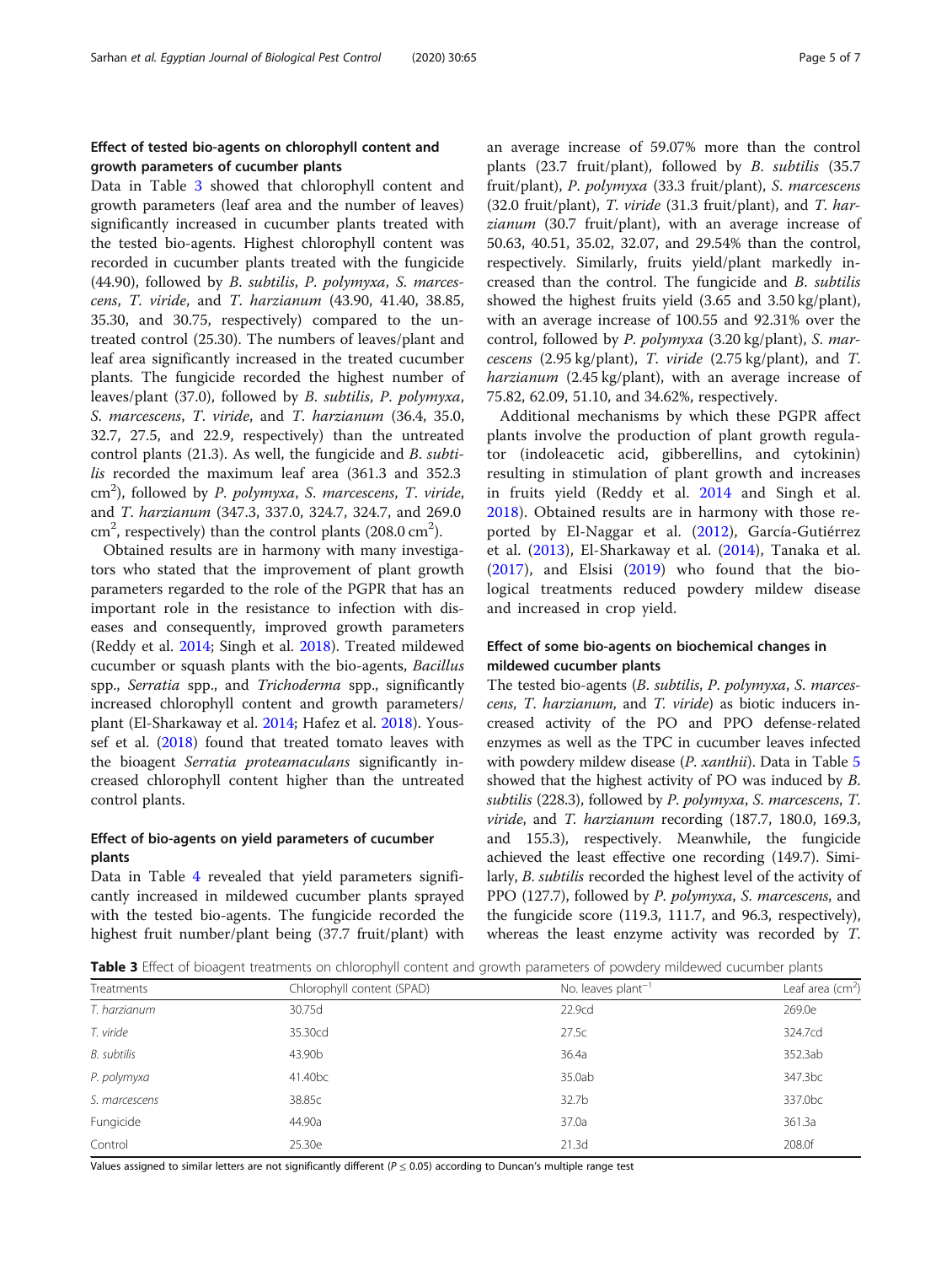### Effect of tested bio-agents on chlorophyll content and growth parameters of cucumber plants

Data in Table 3 showed that chlorophyll content and growth parameters (leaf area and the number of leaves) significantly increased in cucumber plants treated with the tested bio-agents. Highest chlorophyll content was recorded in cucumber plants treated with the fungicide (44.90), followed by *B. subtilis*, *P. polymyxa*, *S. marcescens*, *T. viride*, and *T. harzianum* (43.90, 41.40, 38.85, 35.30, and 30.75, respectively) compared to the untreated control (25.30). The numbers of leaves/plant and leaf area significantly increased in the treated cucumber plants. The fungicide recorded the highest number of leaves/plant (37.0), followed by *B. subtilis*, *P. polymyxa*, *S. marcescens*, *T. viride*, and *T. harzianum* (36.4, 35.0, 32.7, 27.5, and 22.9, respectively) than the untreated control plants (21.3). As well, the fungicide and *B. subtilis* recorded the maximum leaf area (361.3 and 352.3 $cm^2$), followed by *P. polymyxa*, *S. marcescens*, *T. viride*, and *T. harzianum* (347.3, 337.0, 324.7, 324.7, and 269.0 $cm^2$, respectively) than the control plants (208.0 $cm^2$).

Obtained results are in harmony with many investigators who stated that the improvement of plant growth parameters regarded to the role of the PGPR that has an important role in the resistance to infection with diseases and consequently, improved growth parameters (Reddy et al. 2014; Singh et al. 2018). Treated mildewed cucumber or squash plants with the bio-agents, *Bacillus* spp., *Serratia* spp., and *Trichoderma* spp., significantly increased chlorophyll content and growth parameters/plant (El-Sharkaway et al. 2014; Hafez et al. 2018). Youssef et al. (2018) found that treated tomato leaves with the bioagent *Serratia proteamaculans* significantly increased chlorophyll content higher than the untreated control plants.

### Effect of bio-agents on yield parameters of cucumber plants

Data in Table 4 revealed that yield parameters significantly increased in mildewed cucumber plants sprayed with the tested bio-agents. The fungicide recorded the highest fruit number/plant being (37.7 fruit/plant) with an average increase of 59.07% more than the control plants (23.7 fruit/plant), followed by *B. subtilis* (35.7 fruit/plant), *P. polymyxa* (33.3 fruit/plant), *S. marcescens* (32.0 fruit/plant), *T. viride* (31.3 fruit/plant), and *T. harzianum* (30.7 fruit/plant), with an average increase of 50.63, 40.51, 35.02, 32.07, and 29.54% than the control, respectively. Similarly, fruits yield/plant markedly increased than the control. The fungicide and *B. subtilis* showed the highest fruits yield (3.65 and 3.50 kg/plant), with an average increase of 100.55 and 92.31% over the control, followed by *P. polymyxa* (3.20 kg/plant), *S. marcescens* (2.95 kg/plant), *T. viride* (2.75 kg/plant), and *T. harzianum* (2.45 kg/plant), with an average increase of 75.82, 62.09, 51.10, and 34.62%, respectively.

Additional mechanisms by which these PGPR affect plants involve the production of plant growth regulator (indoleacetic acid, gibberellins, and cytokinin) resulting in stimulation of plant growth and increases in fruits yield (Reddy et al. 2014 and Singh et al. 2018). Obtained results are in harmony with those reported by El-Naggar et al. (2012), García-Gutiérrez et al. (2013), El-Sharkaway et al. (2014), Tanaka et al. (2017), and Elsisi (2019) who found that the biological treatments reduced powdery mildew disease and increased in crop yield.

### Effect of some bio-agents on biochemical changes in mildewed cucumber plants

The tested bio-agents (*B. subtilis*, *P. polymyxa*, *S. marcescens*, *T. harzianum*, and *T. viride*) as biotic inducers increased activity of the PO and PPO defense-related enzymes as well as the TPC in cucumber leaves infected with powdery mildew disease (*P. xanthii*). Data in Table 5 showed that the highest activity of PO was induced by *B. subtilis* (228.3), followed by *P. polymyxa*, *S. marcescens*, *T. viride*, and *T. harzianum* recording (187.7, 180.0, 169.3, and 155.3), respectively. Meanwhile, the fungicide achieved the least effective one recording (149.7). Similarly, *B. subtilis* recorded the highest level of the activity of PPO (127.7), followed by *P. polymyxa*, *S. marcescens*, and the fungicide score (119.3, 111.7, and 96.3, respectively), whereas the least enzyme activity was recorded by *T.*

**Table 3** Effect of bioagent treatments on chlorophyll content and growth parameters of powdery mildewed cucumber plants

| Treatments | Chlorophyll content (SPAD) | No. leaves $plant^{-1}$ | Leaf area ($cm^2$) |
|---|---|---|---|
| *T. harzianum* | 30.75d | 22.9cd | 269.0e |
| *T. viride* | 35.30cd | 27.5c | 324.7cd |
| *B. subtilis* | 43.90b | 36.4a | 352.3ab |
| *P. polymyxa* | 41.40bc | 35.0ab | 347.3bc |
| *S. marcescens* | 38.85c | 32.7b | 337.0bc |
| Fungicide | 44.90a | 37.0a | 361.3a |
| Control | 25.30e | 21.3d | 208.0f |

Values assigned to similar letters are not significantly different ($P \leq 0.05$) according to Duncan's multiple range test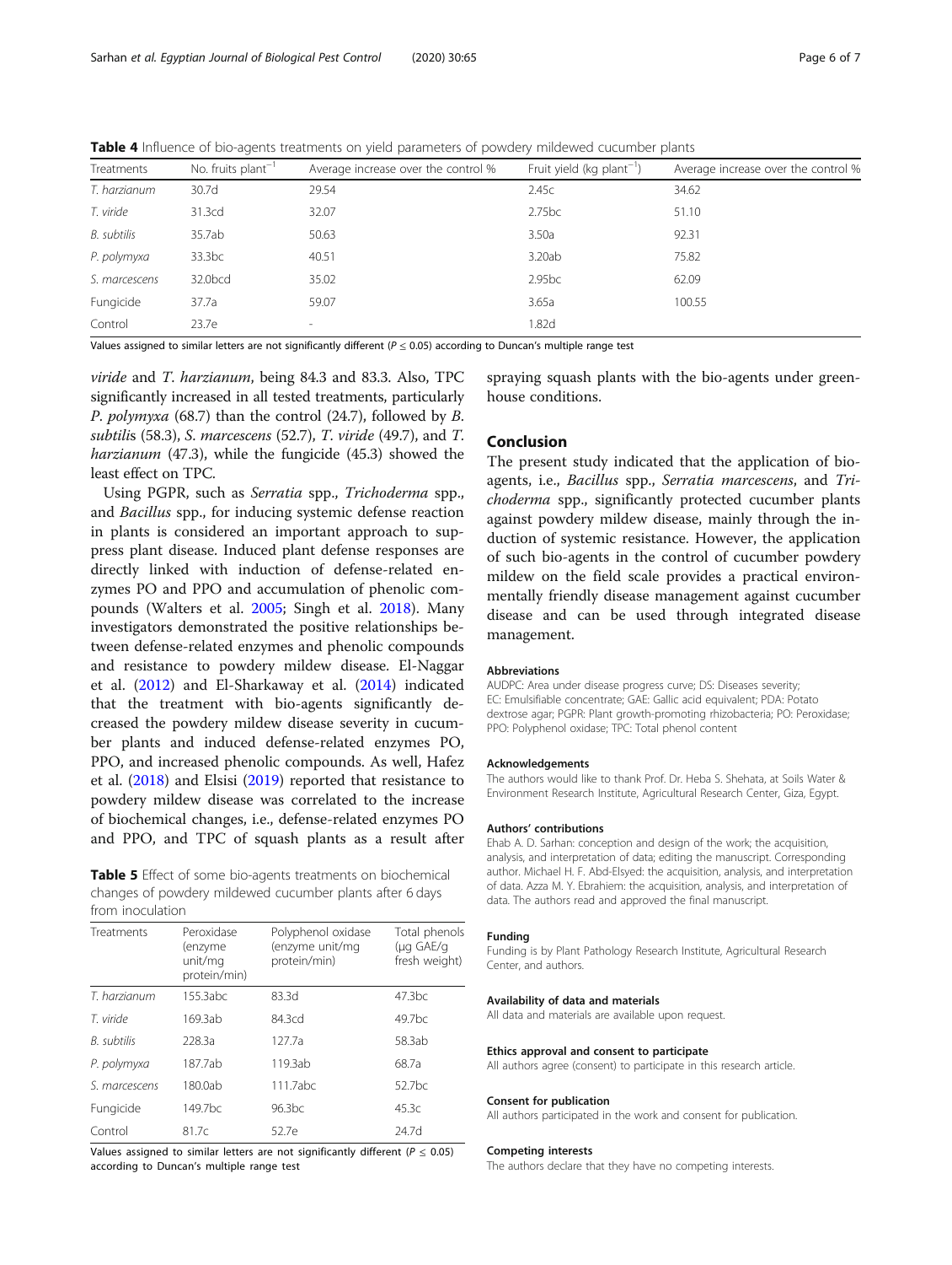**Table 4** Influence of bio-agents treatments on yield parameters of powdery mildewed cucumber plants

| Treatments | No. fruits plant$^{-1}$ | Average increase over the control % | Fruit yield (kg plant$^{-1}$) | Average increase over the control % |
|---|---|---|---|---|
| *T. harzianum* | 30.7d | 29.54 | 2.45c | 34.62 |
| *T. viride* | 31.3cd | 32.07 | 2.75bc | 51.10 |
| *B. subtilis* | 35.7ab | 50.63 | 3.50a | 92.31 |
| *P. polymyxa* | 33.3bc | 40.51 | 3.20ab | 75.82 |
| *S. marcescens* | 32.0bcd | 35.02 | 2.95bc | 62.09 |
| Fungicide | 37.7a | 59.07 | 3.65a | 100.55 |
| Control | 23.7e | - | 1.82d | |

Values assigned to similar letters are not significantly different ($P \leq 0.05$) according to Duncan's multiple range test

*viride* and *T. harzianum*, being 84.3 and 83.3. Also, TPC significantly increased in all tested treatments, particularly *P. polymyxa* (68.7) than the control (24.7), followed by *B. subtilis* (58.3), *S. marcescens* (52.7), *T. viride* (49.7), and *T. harzianum* (47.3), while the fungicide (45.3) showed the least effect on TPC.

Using PGPR, such as *Serratia* spp., *Trichoderma* spp., and *Bacillus* spp., for inducing systemic defense reaction in plants is considered an important approach to suppress plant disease. Induced plant defense responses are directly linked with induction of defense-related enzymes PO and PPO and accumulation of phenolic compounds (Walters et al. 2005; Singh et al. 2018). Many investigators demonstrated the positive relationships between defense-related enzymes and phenolic compounds and resistance to powdery mildew disease. El-Naggar et al. (2012) and El-Sharkaway et al. (2014) indicated that the treatment with bio-agents significantly decreased the powdery mildew disease severity in cucumber plants and induced defense-related enzymes PO, PPO, and increased phenolic compounds. As well, Hafez et al. (2018) and Elsisi (2019) reported that resistance to powdery mildew disease was correlated to the increase of biochemical changes, i.e., defense-related enzymes PO and PPO, and TPC of squash plants as a result after spraying squash plants with the bio-agents under greenhouse conditions.

**Table 5** Effect of some bio-agents treatments on biochemical changes of powdery mildewed cucumber plants after 6 days from inoculation

| Treatments | Peroxidase (enzyme unit/mg protein/min) | Polyphenol oxidase (enzyme unit/mg protein/min) | Total phenols (μg GAE/g fresh weight) |
|---|---|---|---|
| *T. harzianum* | 155.3abc | 83.3d | 47.3bc |
| *T. viride* | 169.3ab | 84.3cd | 49.7bc |
| *B. subtilis* | 228.3a | 127.7a | 58.3ab |
| *P. polymyxa* | 187.7ab | 119.3ab | 68.7a |
| *S. marcescens* | 180.0ab | 111.7abc | 52.7bc |
| Fungicide | 149.7bc | 96.3bc | 45.3c |
| Control | 81.7c | 52.7e | 24.7d |

Values assigned to similar letters are not significantly different ($P \leq 0.05$) according to Duncan's multiple range test

## Conclusion

The present study indicated that the application of bio-agents, i.e., *Bacillus* spp., *Serratia marcescens*, and *Trichoderma* spp., significantly protected cucumber plants against powdery mildew disease, mainly through the induction of systemic resistance. However, the application of such bio-agents in the control of cucumber powdery mildew on the field scale provides a practical environmentally friendly disease management against cucumber disease and can be used through integrated disease management.

### Abbreviations

AUDPC: Area under disease progress curve; DS: Diseases severity; EC: Emulsifiable concentrate; GAE: Gallic acid equivalent; PDA: Potato dextrose agar; PGPR: Plant growth-promoting rhizobacteria; PO: Peroxidase; PPO: Polyphenol oxidase; TPC: Total phenol content

### Acknowledgements

The authors would like to thank Prof. Dr. Heba S. Shehata, at Soils Water & Environment Research Institute, Agricultural Research Center, Giza, Egypt.

### Authors' contributions

Ehab A. D. Sarhan: conception and design of the work; the acquisition, analysis, and interpretation of data; editing the manuscript. Corresponding author. Michael H. F. Abd-Elsyed: the acquisition, analysis, and interpretation of data. Azza M. Y. Ebrahiem: the acquisition, analysis, and interpretation of data. The authors read and approved the final manuscript.

### Funding

Funding is by Plant Pathology Research Institute, Agricultural Research Center, and authors.

### Availability of data and materials

All data and materials are available upon request.

### Ethics approval and consent to participate

All authors agree (consent) to participate in this research article.

### Consent for publication

All authors participated in the work and consent for publication.

### Competing interests

The authors declare that they have no competing interests.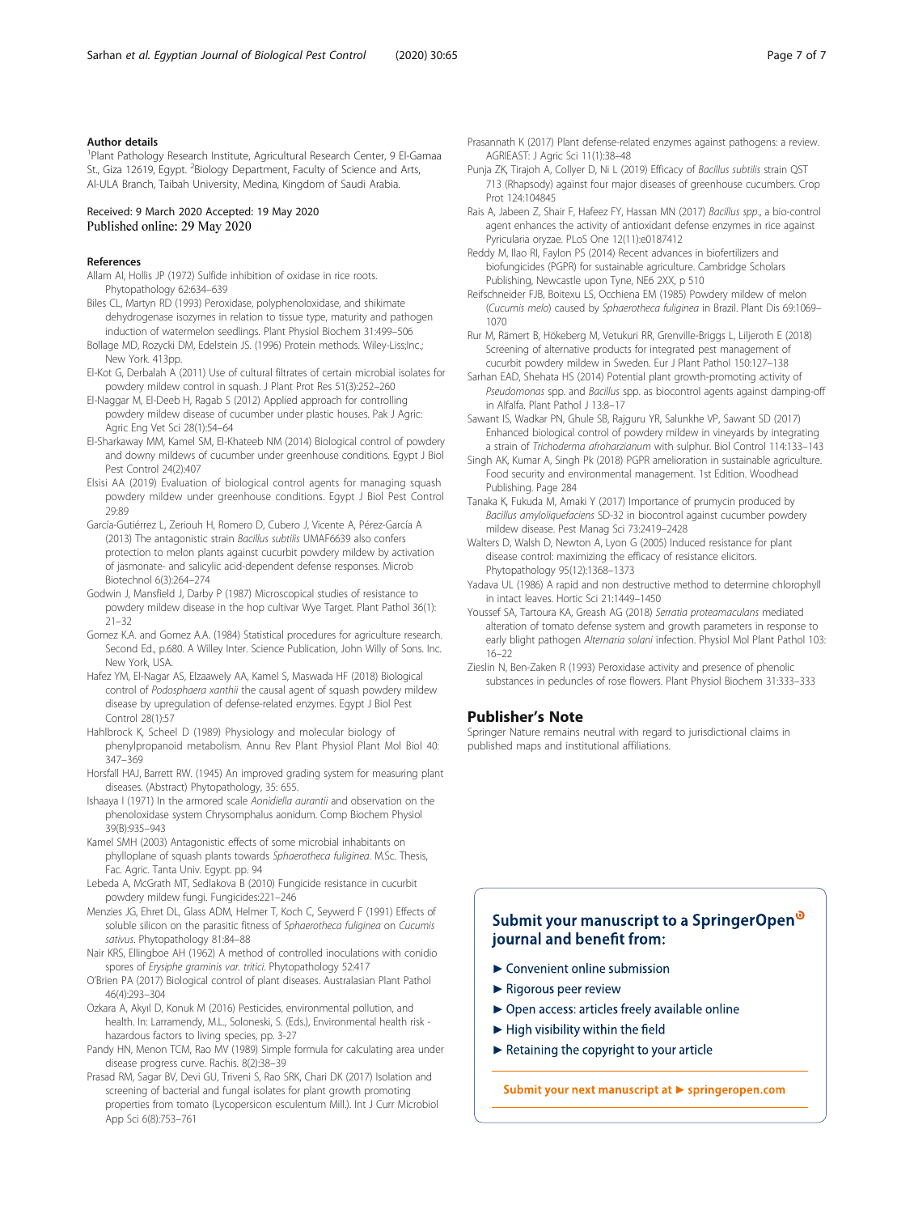## Author details

[1]Plant Pathology Research Institute, Agricultural Research Center, 9 El-Gamaa St., Giza 12619, Egypt. [2]Biology Department, Faculty of Science and Arts, Al-ULA Branch, Taibah University, Medina, Kingdom of Saudi Arabia.

Received: 9 March 2020 Accepted: 19 May 2020
Published online: 29 May 2020

## References

Allam AI, Hollis JP (1972) Sulfide inhibition of oxidase in rice roots. Phytopathology 62:634–639

Biles CL, Martyn RD (1993) Peroxidase, polyphenoloxidase, and shikimate dehydrogenase isozymes in relation to tissue type, maturity and pathogen induction of watermelon seedlings. Plant Physiol Biochem 31:499–506

Bollage MD, Rozycki DM, Edelstein JS. (1996) Protein methods. Wiley-Liss;Inc.; New York. 413pp.

El-Kot G, Derbalah A (2011) Use of cultural filtrates of certain microbial isolates for powdery mildew control in squash. J Plant Prot Res 51(3):252–260

El-Naggar M, El-Deeb H, Ragab S (2012) Applied approach for controlling powdery mildew disease of cucumber under plastic houses. Pak J Agric: Agric Eng Vet Sci 28(1):54–64

El-Sharkaway MM, Kamel SM, El-Khateeb NM (2014) Biological control of powdery and downy mildews of cucumber under greenhouse conditions. Egypt J Biol Pest Control 24(2):407

Elsisi AA (2019) Evaluation of biological control agents for managing squash powdery mildew under greenhouse conditions. Egypt J Biol Pest Control 29:89

García-Gutiérrez L, Zeriouh H, Romero D, Cubero J, Vicente A, Pérez-García A (2013) The antagonistic strain *Bacillus subtilis* UMAF6639 also confers protection to melon plants against cucurbit powdery mildew by activation of jasmonate- and salicylic acid-dependent defense responses. Microb Biotechnol 6(3):264–274

Godwin J, Mansfield J, Darby P (1987) Microscopical studies of resistance to powdery mildew disease in the hop cultivar Wye Target. Plant Pathol 36(1): 21–32

Gomez K.A. and Gomez A.A. (1984) Statistical procedures for agriculture research. Second Ed., p.680. A Willey Inter. Science Publication, John Willy of Sons. Inc. New York, USA.

Hafez YM, El-Nagar AS, Elzaawely AA, Kamel S, Maswada HF (2018) Biological control of *Podosphaera xanthii* the causal agent of squash powdery mildew disease by upregulation of defense-related enzymes. Egypt J Biol Pest Control 28(1):57

Hahlbrock K, Scheel D (1989) Physiology and molecular biology of phenylpropanoid metabolism. Annu Rev Plant Physiol Plant Mol Biol 40: 347–369

Horsfall HAJ, Barrett RW. (1945) An improved grading system for measuring plant diseases. (Abstract) Phytopathology, 35: 655.

Ishaaya I (1971) In the armored scale *Aonidiella aurantii* and observation on the phenoloxidase system Chrysomphalus aonidum. Comp Biochem Physiol 39(B):935–943

Kamel SMH (2003) Antagonistic effects of some microbial inhabitants on phylloplane of squash plants towards *Sphaerotheca fuliginea*. M.Sc. Thesis, Fac. Agric. Tanta Univ. Egypt. pp. 94

Lebeda A, McGrath MT, Sedlakova B (2010) Fungicide resistance in cucurbit powdery mildew fungi. Fungicides:221–246

Menzies JG, Ehret DL, Glass ADM, Helmer T, Koch C, Seywerd F (1991) Effects of soluble silicon on the parasitic fitness of *Sphaerotheca fuliginea* on *Cucumis sativus*. Phytopathology 81:84–88

Nair KRS, Ellingboe AH (1962) A method of controlled inoculations with conidio spores of *Erysiphe graminis var. tritici*. Phytopathology 52:417

O'Brien PA (2017) Biological control of plant diseases. Australasian Plant Pathol 46(4):293–304

Ozkara A, Akyıl D, Konuk M (2016) Pesticides, environmental pollution, and health. In: Larramendy, M.L., Soloneski, S. (Eds.), Environmental health risk - hazardous factors to living species, pp. 3-27

Pandy HN, Menon TCM, Rao MV (1989) Simple formula for calculating area under disease progress curve. Rachis. 8(2):38–39

Prasad RM, Sagar BV, Devi GU, Triveni S, Rao SRK, Chari DK (2017) Isolation and screening of bacterial and fungal isolates for plant growth promoting properties from tomato (Lycopersicon esculentum Mill.). Int J Curr Microbiol App Sci 6(8):753–761

Prasannath K (2017) Plant defense-related enzymes against pathogens: a review. AGRIEAST: J Agric Sci 11(1):38–48

Punja ZK, Tirajoh A, Collyer D, Ni L (2019) Efficacy of *Bacillus subtilis* strain QST 713 (Rhapsody) against four major diseases of greenhouse cucumbers. Crop Prot 124:104845

Rais A, Jabeen Z, Shair F, Hafeez FY, Hassan MN (2017) *Bacillus spp*., a bio-control agent enhances the activity of antioxidant defense enzymes in rice against Pyricularia oryzae. PLoS One 12(11):e0187412

Reddy M, Ilao RI, Faylon PS (2014) Recent advances in biofertilizers and biofungicides (PGPR) for sustainable agriculture. Cambridge Scholars Publishing, Newcastle upon Tyne, NE6 2XX, p 510

Reifschneider FJB, Boitexu LS, Occhiena EM (1985) Powdery mildew of melon (*Cucumis melo*) caused by *Sphaerotheca fuliginea* in Brazil. Plant Dis 69:1069–1070

Rur M, Rämert B, Hökeberg M, Vetukuri RR, Grenville-Briggs L, Liljeroth E (2018) Screening of alternative products for integrated pest management of cucurbit powdery mildew in Sweden. Eur J Plant Pathol 150:127–138

Sarhan EAD, Shehata HS (2014) Potential plant growth-promoting activity of *Pseudomonas* spp. and *Bacillus* spp. as biocontrol agents against damping-off in Alfalfa. Plant Pathol J 13:8–17

Sawant IS, Wadkar PN, Ghule SB, Rajguru YR, Salunkhe VP, Sawant SD (2017) Enhanced biological control of powdery mildew in vineyards by integrating a strain of *Trichoderma afroharzianum* with sulphur. Biol Control 114:133–143

Singh AK, Kumar A, Singh Pk (2018) PGPR amelioration in sustainable agriculture. Food security and environmental management. 1st Edition. Woodhead Publishing. Page 284

Tanaka K, Fukuda M, Amaki Y (2017) Importance of prumycin produced by *Bacillus amyloliquefaciens* SD-32 in biocontrol against cucumber powdery mildew disease. Pest Manag Sci 73:2419–2428

Walters D, Walsh D, Newton A, Lyon G (2005) Induced resistance for plant disease control: maximizing the efficacy of resistance elicitors. Phytopathology 95(12):1368–1373

Yadava UL (1986) A rapid and non destructive method to determine chlorophyll in intact leaves. Hortic Sci 21:1449–1450

Youssef SA, Tartoura KA, Greash AG (2018) *Serratia proteamaculans* mediated alteration of tomato defense system and growth parameters in response to early blight pathogen *Alternaria solani* infection. Physiol Mol Plant Pathol 103: 16–22

Zieslin N, Ben-Zaken R (1993) Peroxidase activity and presence of phenolic substances in peduncles of rose flowers. Plant Physiol Biochem 31:333–333

## Publisher's Note

Springer Nature remains neutral with regard to jurisdictional claims in published maps and institutional affiliations.

**Submit your manuscript to a SpringerOpen journal and benefit from:**

- ► Convenient online submission
- ► Rigorous peer review
- ► Open access: articles freely available online
- ► High visibility within the field
- ► Retaining the copyright to your article

Submit your next manuscript at ► springeropen.com